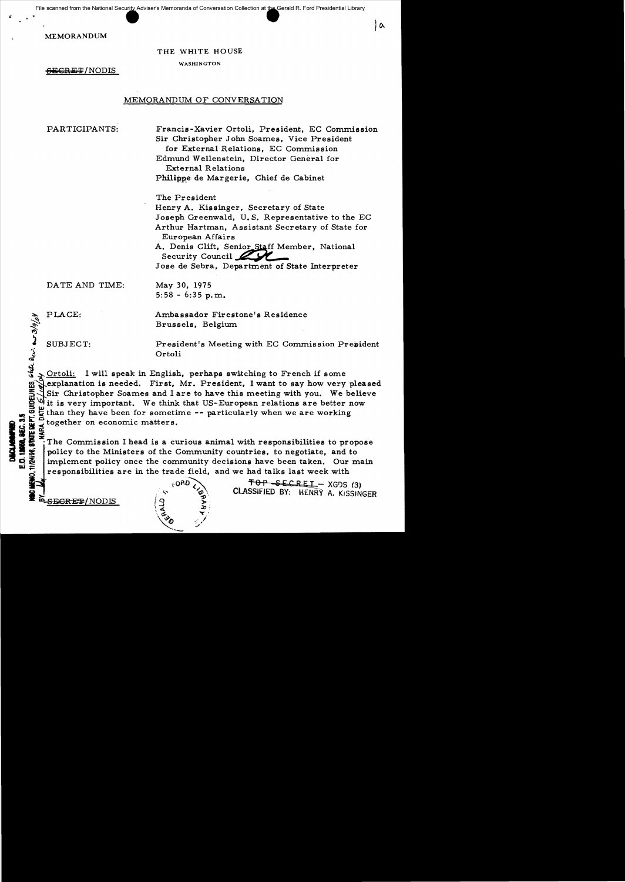MEMORANDUM

THE WHITE HOUSE

WASHINGTON

~~SECRET~~/NODIS

MEMORANDUM OF CONVERSATION

PARTICIPANTS:

Francis-Xavier Ortoli, President, EC Commission
Sir Christopher John Soames, Vice President for External Relations, EC Commission
Edmund Wellenstein, Director General for External Relations
Philippe de Margerie, Chief de Cabinet

The President
Henry A. Kissinger, Secretary of State
Joseph Greenwald, U.S. Representative to the EC
Arthur Hartman, Assistant Secretary of State for European Affairs
A. Denis Clift, Senior Staff Member, National Security Council
Jose de Sebra, Department of State Interpreter

DATE AND TIME: May 30, 1975
5:58 - 6:35 p.m.

PLACE: Ambassador Firestone's Residence
Brussels, Belgium

SUBJECT: President's Meeting with EC Commission President Ortoli

Ortoli: I will speak in English, perhaps switching to French if some explanation is needed. First, Mr. President, I want to say how very pleased Sir Christopher Soames and I are to have this meeting with you. We believe it is very important. We think that US-European relations are better now than they have been for sometime -- particularly when we are working together on economic matters.

The Commission I head is a curious animal with responsibilities to propose policy to the Ministers of the Community countries, to negotiate, and to implement policy once the community decisions have been taken. Our main responsibilities are in the trade field, and we had talks last week with

~~TOP SECRET~~ – XGDS (3)
CLASSIFIED BY: HENRY A. KISSINGER

~~SECRET~~/NODIS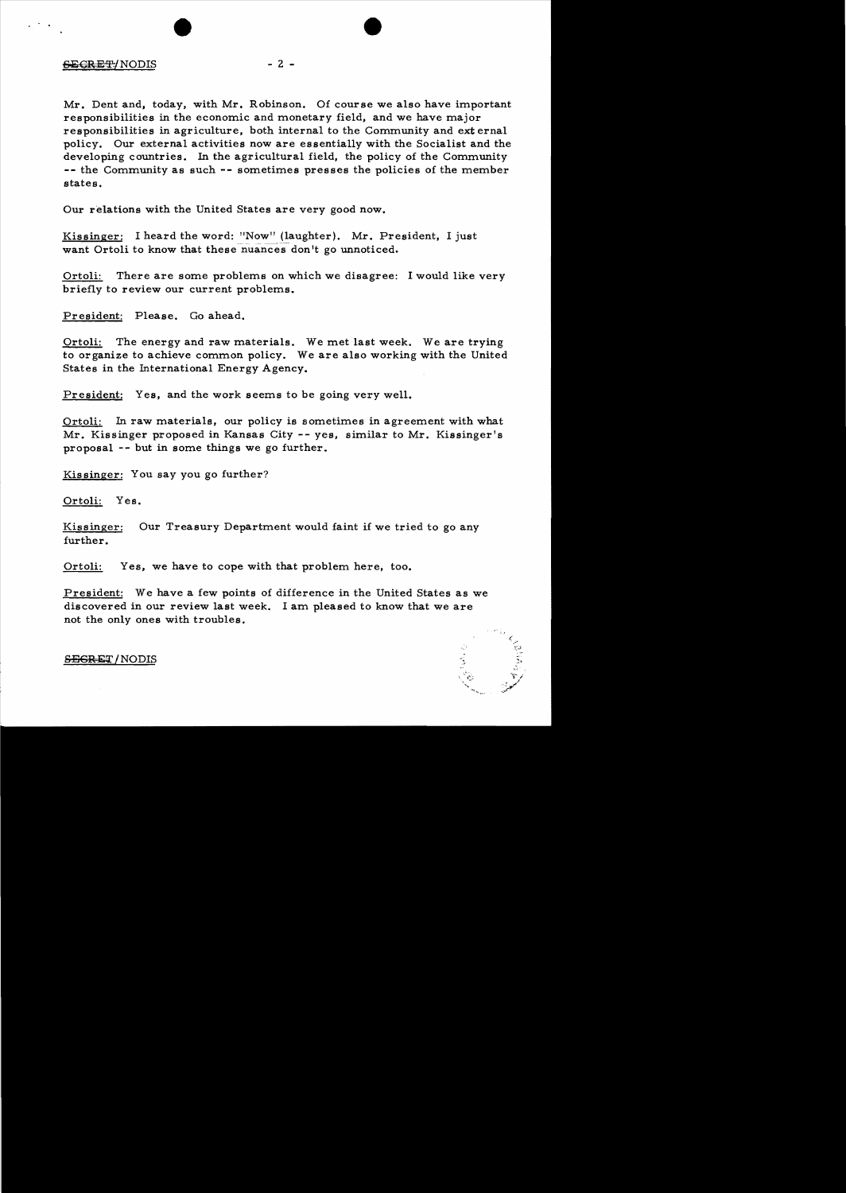Mr. Dent and, today, with Mr. Robinson. Of course we also have important responsibilities in the economic and monetary field, and we have major responsibilities in agriculture, both internal to the Community and external policy. Our external activities now are essentially with the Socialist and the developing countries. In the agricultural field, the policy of the Community -- the Community as such -- sometimes presses the policies of the member states.

Our relations with the United States are very good now.

Kissinger: I heard the word: "Now" (laughter). Mr. President, I just want Ortoli to know that these nuances don't go unnoticed.

Ortoli: There are some problems on which we disagree: I would like very briefly to review our current problems.

President: Please. Go ahead.

Ortoli: The energy and raw materials. We met last week. We are trying to organize to achieve common policy. We are also working with the United States in the International Energy Agency.

President: Yes, and the work seems to be going very well.

Ortoli: In raw materials, our policy is sometimes in agreement with what Mr. Kissinger proposed in Kansas City -- yes, similar to Mr. Kissinger's proposal -- but in some things we go further.

Kissinger: You say you go further?

Ortoli: Yes.

Kissinger: Our Treasury Department would faint if we tried to go any further.

Ortoli: Yes, we have to cope with that problem here, too.

President: We have a few points of difference in the United States as we discovered in our review last week. I am pleased to know that we are not the only ones with troubles.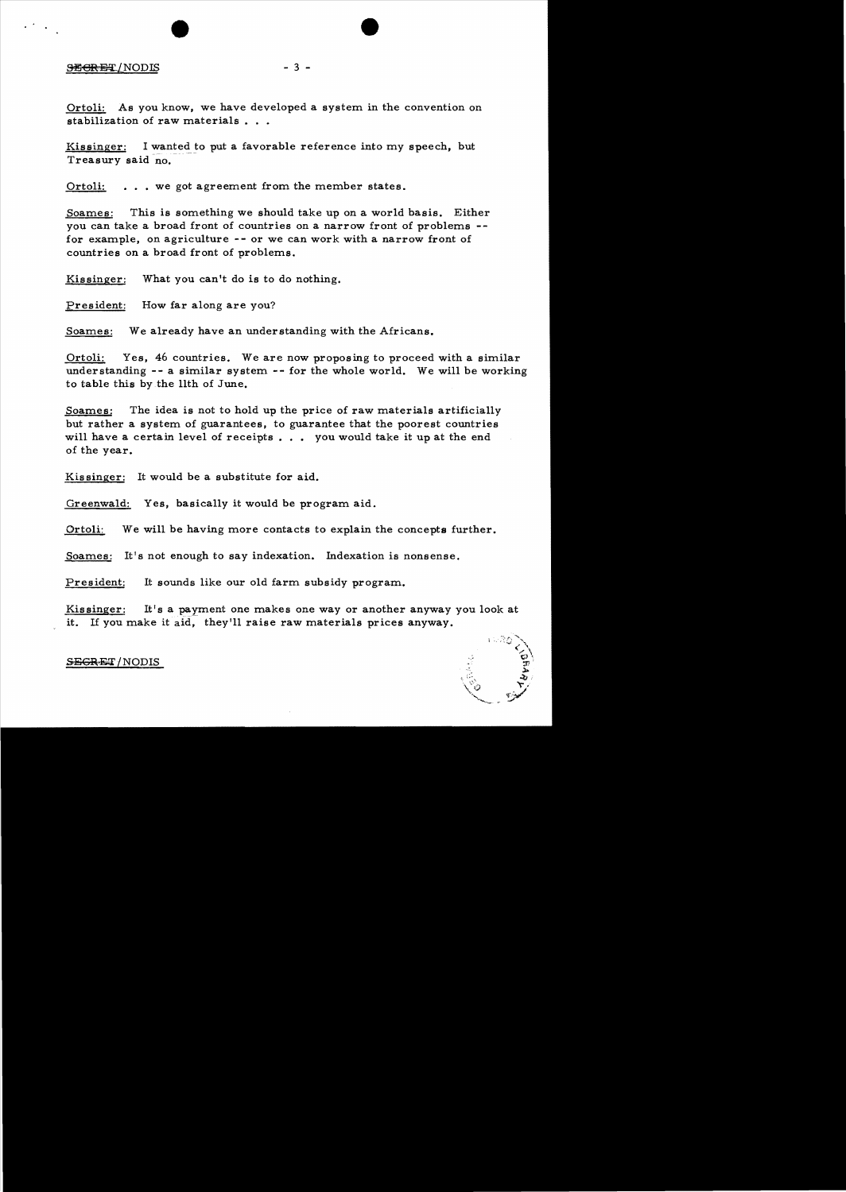Ortoli: As you know, we have developed a system in the convention on stabilization of raw materials . . .

Kissinger: I wanted to put a favorable reference into my speech, but Treasury said no.

Ortoli: . . . we got agreement from the member states.

Soames: This is something we should take up on a world basis. Either you can take a broad front of countries on a narrow front of problems -- for example, on agriculture -- or we can work with a narrow front of countries on a broad front of problems.

Kissinger: What you can't do is to do nothing.

President: How far along are you?

Soames: We already have an understanding with the Africans.

Ortoli: Yes, 46 countries. We are now proposing to proceed with a similar understanding -- a similar system -- for the whole world. We will be working to table this by the 11th of June.

Soames: The idea is not to hold up the price of raw materials artificially but rather a system of guarantees, to guarantee that the poorest countries will have a certain level of receipts . . . you would take it up at the end of the year.

Kissinger: It would be a substitute for aid.

Greenwald: Yes, basically it would be program aid.

Ortoli: We will be having more contacts to explain the concepts further.

Soames: It's not enough to say indexation. Indexation is nonsense.

President: It sounds like our old farm subsidy program.

Kissinger: It's a payment one makes one way or another anyway you look at it. If you make it aid, they'll raise raw materials prices anyway.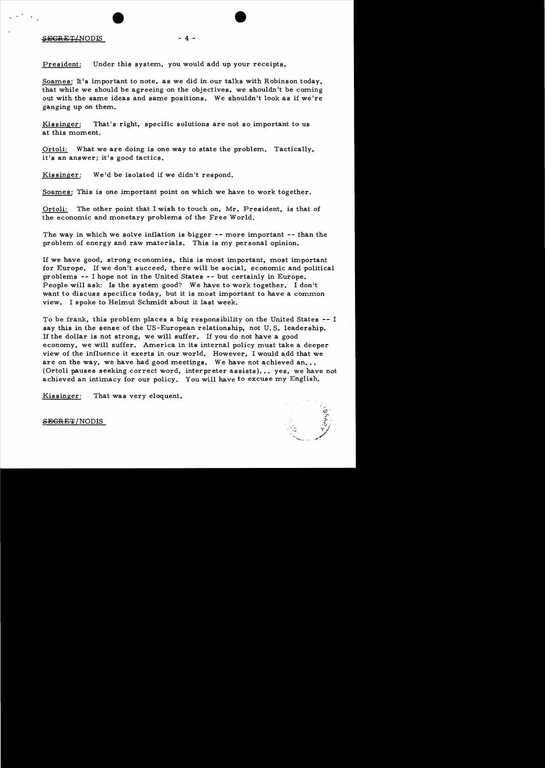SECRET/NODIS

President: Under this system, you would add up your receipts.

Soames: It's important to note, as we did in our talks with Robinson today, that while we should be agreeing on the objectives, we shouldn't be coming out with the same ideas and same positions. We shouldn't look as if we're ganging up on them.

Kissinger: That's right, specific solutions are not so important to us at this moment.

Ortoli: What we are doing is one way to state the problem. Tactically, it's an answer; it's good tactics.

Kissinger: We'd be isolated if we didn't respond.

Soames: This is one important point on which we have to work together.

Ortoli: The other point that I wish to touch on, Mr. President, is that of the economic and monetary problems of the Free World.

The way in which we solve inflation is bigger -- more important -- than the problem of energy and raw materials. This is my personal opinion.

If we have good, strong economies, this is most important, most important for Europe. If we don't succeed, there will be social, economic and political problems -- I hope not in the United States -- but certainly in Europe. People will ask: Is the system good? We have to work together. I don't want to discuss specifics today, but it is most important to have a common view. I spoke to Helmut Schmidt about it last week.

To be frank, this problem places a big responsibility on the United States -- I say this in the sense of the US-European relationship, not U.S. leadership. If the dollar is not strong, we will suffer. If you do not have a good economy, we will suffer. America in its internal policy must take a deeper view of the influence it exerts in our world. However, I would add that we are on the way, we have had good meetings. We have not achieved an... (Ortoli pauses seeking correct word, interpreter assists)... yes, we have not achieved an intimacy for our policy. You will have to excuse my English.

Kissinger: That was very eloquent.

SECRET/NODIS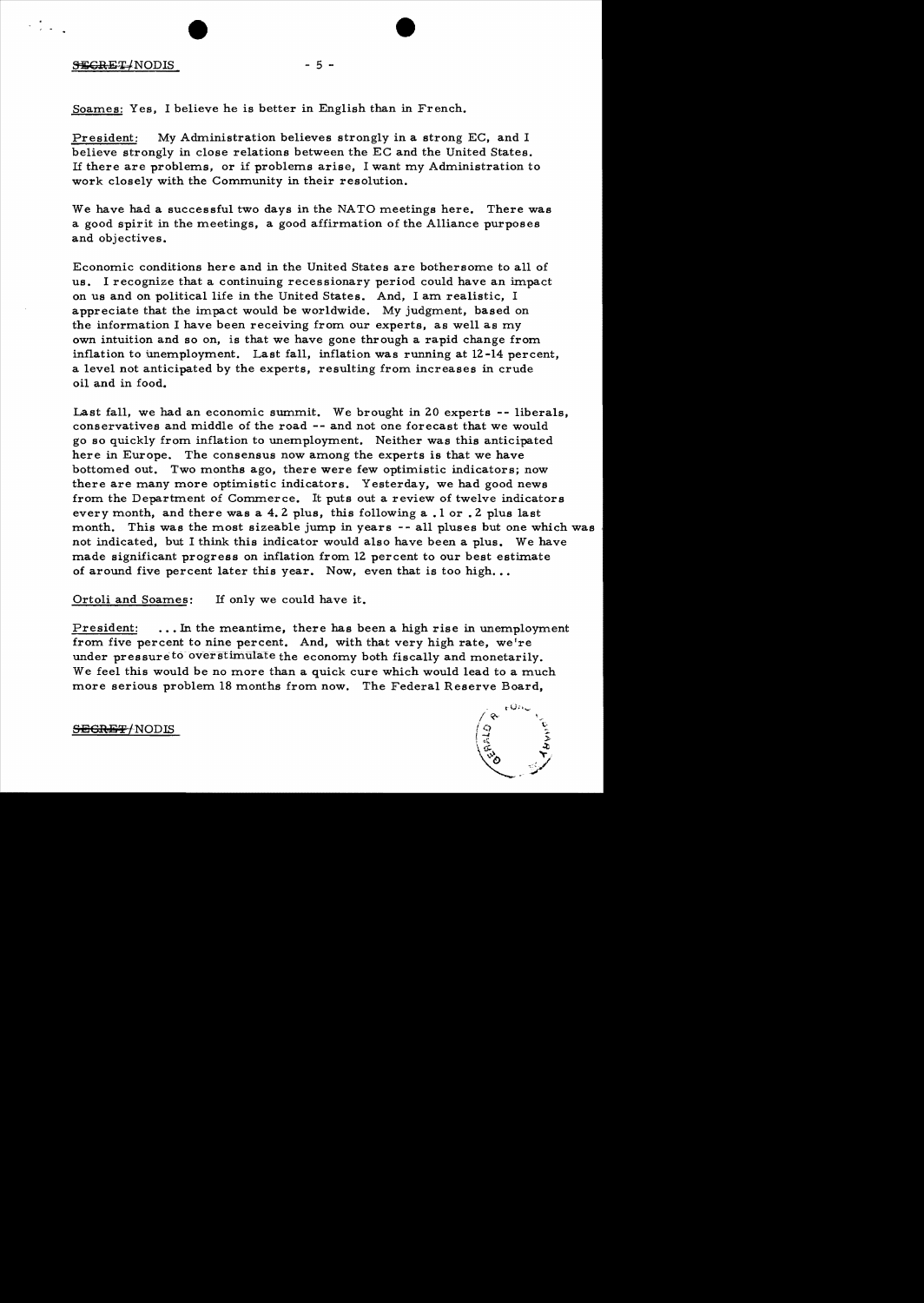Soames: Yes, I believe he is better in English than in French.

President: My Administration believes strongly in a strong EC, and I believe strongly in close relations between the EC and the United States. If there are problems, or if problems arise, I want my Administration to work closely with the Community in their resolution.

We have had a successful two days in the NATO meetings here. There was a good spirit in the meetings, a good affirmation of the Alliance purposes and objectives.

Economic conditions here and in the United States are bothersome to all of us. I recognize that a continuing recessionary period could have an impact on us and on political life in the United States. And, I am realistic, I appreciate that the impact would be worldwide. My judgment, based on the information I have been receiving from our experts, as well as my own intuition and so on, is that we have gone through a rapid change from inflation to unemployment. Last fall, inflation was running at 12-14 percent, a level not anticipated by the experts, resulting from increases in crude oil and in food.

Last fall, we had an economic summit. We brought in 20 experts -- liberals, conservatives and middle of the road -- and not one forecast that we would go so quickly from inflation to unemployment. Neither was this anticipated here in Europe. The consensus now among the experts is that we have bottomed out. Two months ago, there were few optimistic indicators; now there are many more optimistic indicators. Yesterday, we had good news from the Department of Commerce. It puts out a review of twelve indicators every month, and there was a 4.2 plus, this following a .1 or .2 plus last month. This was the most sizeable jump in years -- all pluses but one which was not indicated, but I think this indicator would also have been a plus. We have made significant progress on inflation from 12 percent to our best estimate of around five percent later this year. Now, even that is too high...

Ortoli and Soames: If only we could have it.

President: ...In the meantime, there has been a high rise in unemployment from five percent to nine percent. And, with that very high rate, we're under pressure to overstimulate the economy both fiscally and monetarily. We feel this would be no more than a quick cure which would lead to a much more serious problem 18 months from now. The Federal Reserve Board,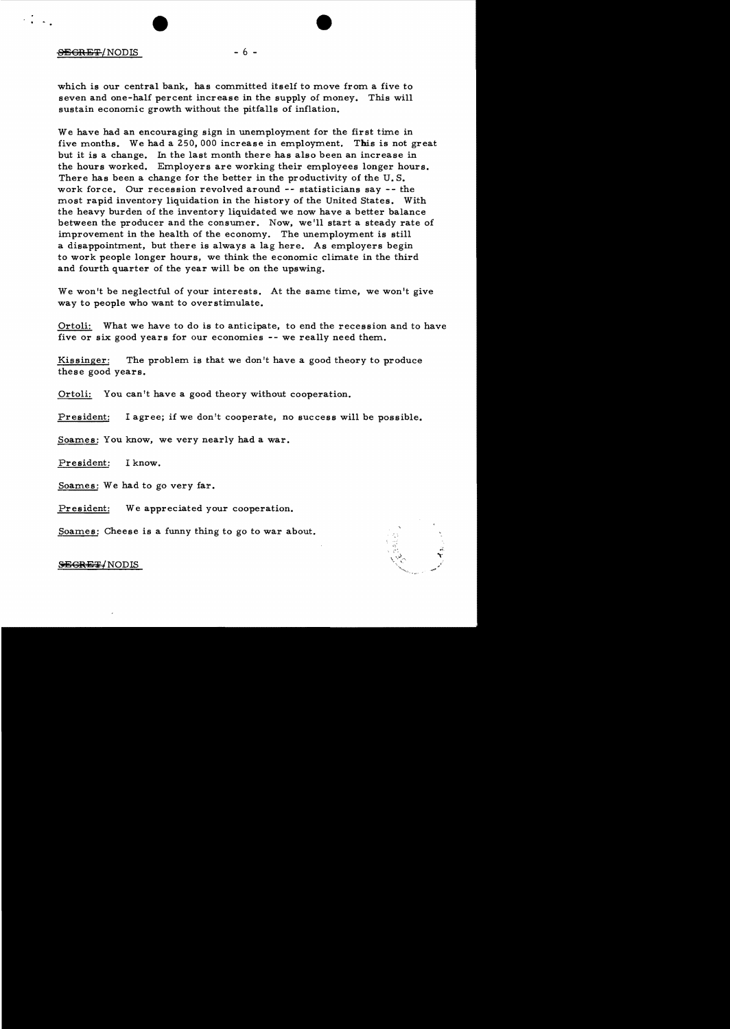which is our central bank, has committed itself to move from a five to seven and one-half percent increase in the supply of money. This will sustain economic growth without the pitfalls of inflation.

We have had an encouraging sign in unemployment for the first time in five months. We had a 250,000 increase in employment. This is not great but it is a change. In the last month there has also been an increase in the hours worked. Employers are working their employees longer hours. There has been a change for the better in the productivity of the U.S. work force. Our recession revolved around -- statisticians say -- the most rapid inventory liquidation in the history of the United States. With the heavy burden of the inventory liquidated we now have a better balance between the producer and the consumer. Now, we'll start a steady rate of improvement in the health of the economy. The unemployment is still a disappointment, but there is always a lag here. As employers begin to work people longer hours, we think the economic climate in the third and fourth quarter of the year will be on the upswing.

We won't be neglectful of your interests. At the same time, we won't give way to people who want to overstimulate.

Ortoli: What we have to do is to anticipate, to end the recession and to have five or six good years for our economies -- we really need them.

Kissinger: The problem is that we don't have a good theory to produce these good years.

Ortoli: You can't have a good theory without cooperation.

President: I agree; if we don't cooperate, no success will be possible.

Soames: You know, we very nearly had a war.

President: I know.

Soames: We had to go very far.

President: We appreciated your cooperation.

Soames: Cheese is a funny thing to go to war about.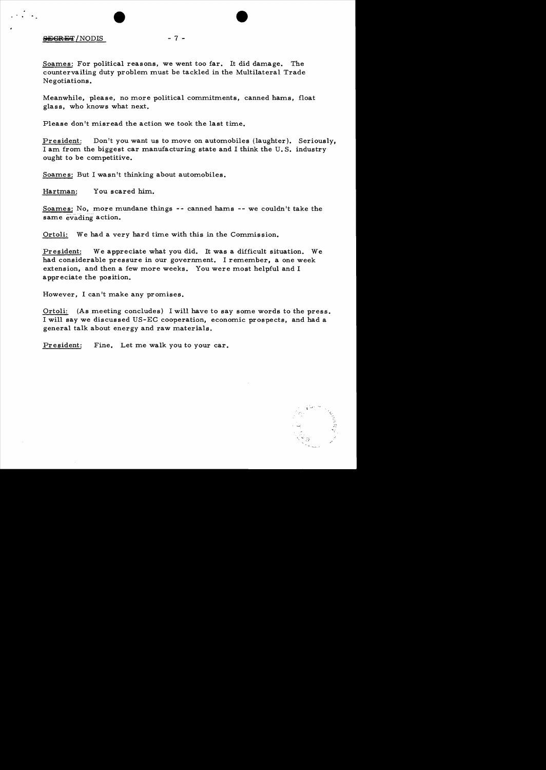Soames: For political reasons, we went too far. It did damage. The countervailing duty problem must be tackled in the Multilateral Trade Negotiations.

Meanwhile, please, no more political commitments, canned hams, float glass, who knows what next.

Please don't misread the action we took the last time.

President: Don't you want us to move on automobiles (laughter). Seriously, I am from the biggest car manufacturing state and I think the U.S. industry ought to be competitive.

Soames: But I wasn't thinking about automobiles.

Hartman: You scared him.

Soames: No, more mundane things -- canned hams -- we couldn't take the same evading action.

Ortoli: We had a very hard time with this in the Commission.

President: We appreciate what you did. It was a difficult situation. We had considerable pressure in our government. I remember, a one week extension, and then a few more weeks. You were most helpful and I appreciate the position.

However, I can't make any promises.

Ortoli: (As meeting concludes) I will have to say some words to the press. I will say we discussed US-EC cooperation, economic prospects, and had a general talk about energy and raw materials.

President: Fine. Let me walk you to your car.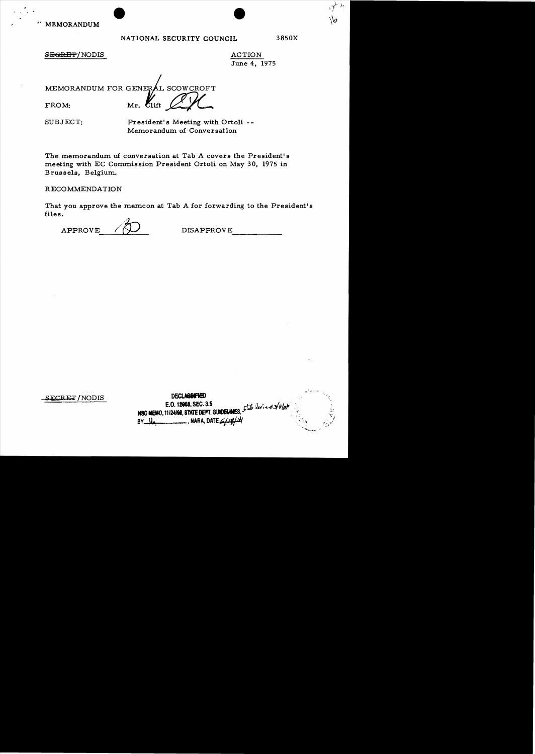MEMORANDUM

NATIONAL SECURITY COUNCIL

3850X

~~SECRET~~/NODIS

ACTION
June 4, 1975

MEMORANDUM FOR GENERAL SCOWCROFT

FROM: Mr. Clift

SUBJECT: President's Meeting with Ortoli -- Memorandum of Conversation

The memorandum of conversation at Tab A covers the President's meeting with EC Commission President Ortoli on May 30, 1975 in Brussels, Belgium.

RECOMMENDATION

That you approve the memcon at Tab A for forwarding to the President's files.

APPROVE ___BS___ DISAPPROVE ___________

~~SECRET~~/NODIS

DECLASSIFIED
E.O. 12958, SEC. 3.5
NSC MEMO, 11/24/98, STATE DEPT. GUIDELINES, State Review 3/9/04
BY ___, NARA, DATE ___